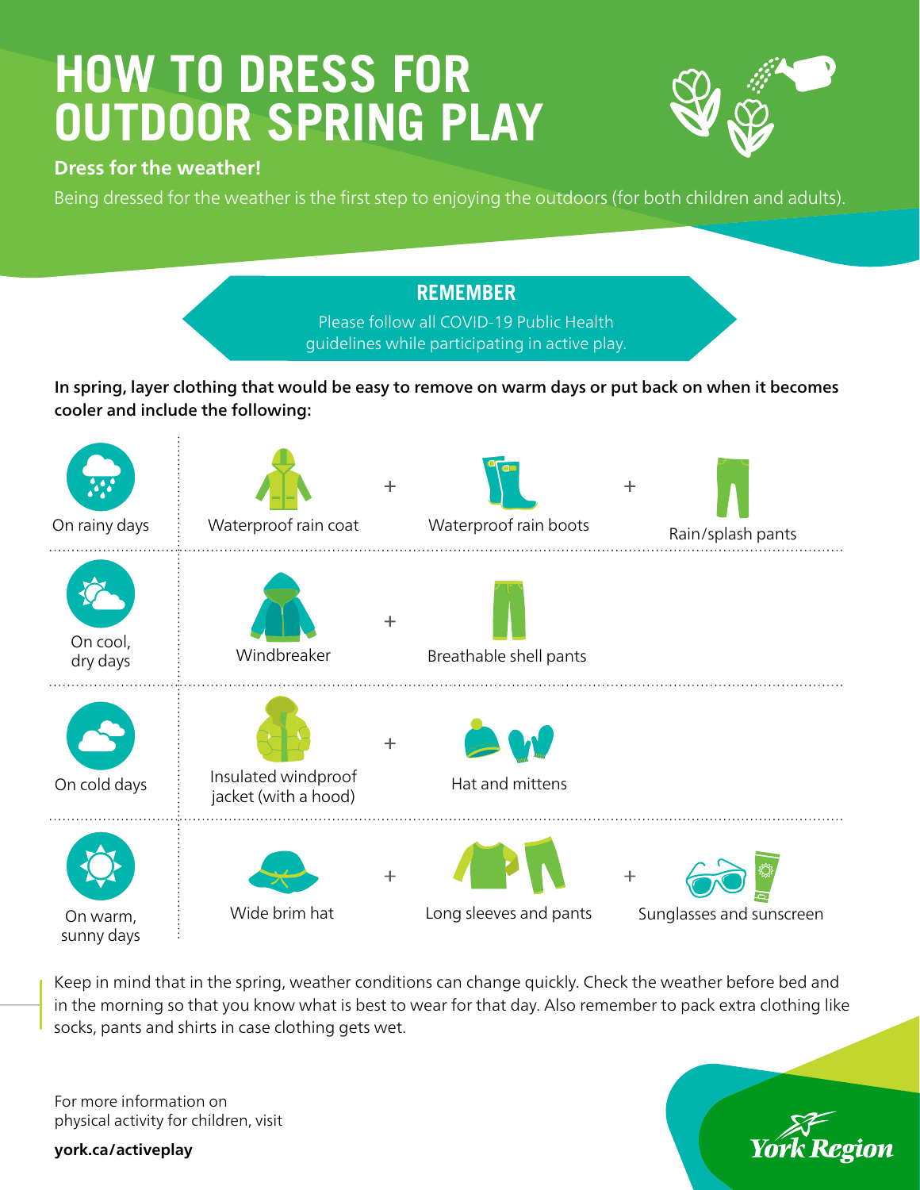# HOW TO DRESS FOR OUTDOOR SPRING PLAY

**Dress for the weather!**

Being dressed for the weather is the first step to enjoying the outdoors (for both children and adults).

## REMEMBER

Please follow all COVID-19 Public Health guidelines while participating in active play.

**In spring, layer clothing that would be easy to remove on warm days or put back on when it becomes cooler and include the following:**

| Weather | | | |
| --- | --- | --- | --- |
| On rainy days | Waterproof rain coat | + Waterproof rain boots | + Rain/splash pants |
| On cool, dry days | Windbreaker | + Breathable shell pants | |
| On cold days | Insulated windproof jacket (with a hood) | + Hat and mittens | |
| On warm, sunny days | Wide brim hat | + Long sleeves and pants | + Sunglasses and sunscreen |

Keep in mind that in the spring, weather conditions can change quickly. Check the weather before bed and in the morning so that you know what is best to wear for that day. Also remember to pack extra clothing like socks, pants and shirts in case clothing gets wet.

For more information on physical activity for children, visit

**york.ca/activeplay**

York Region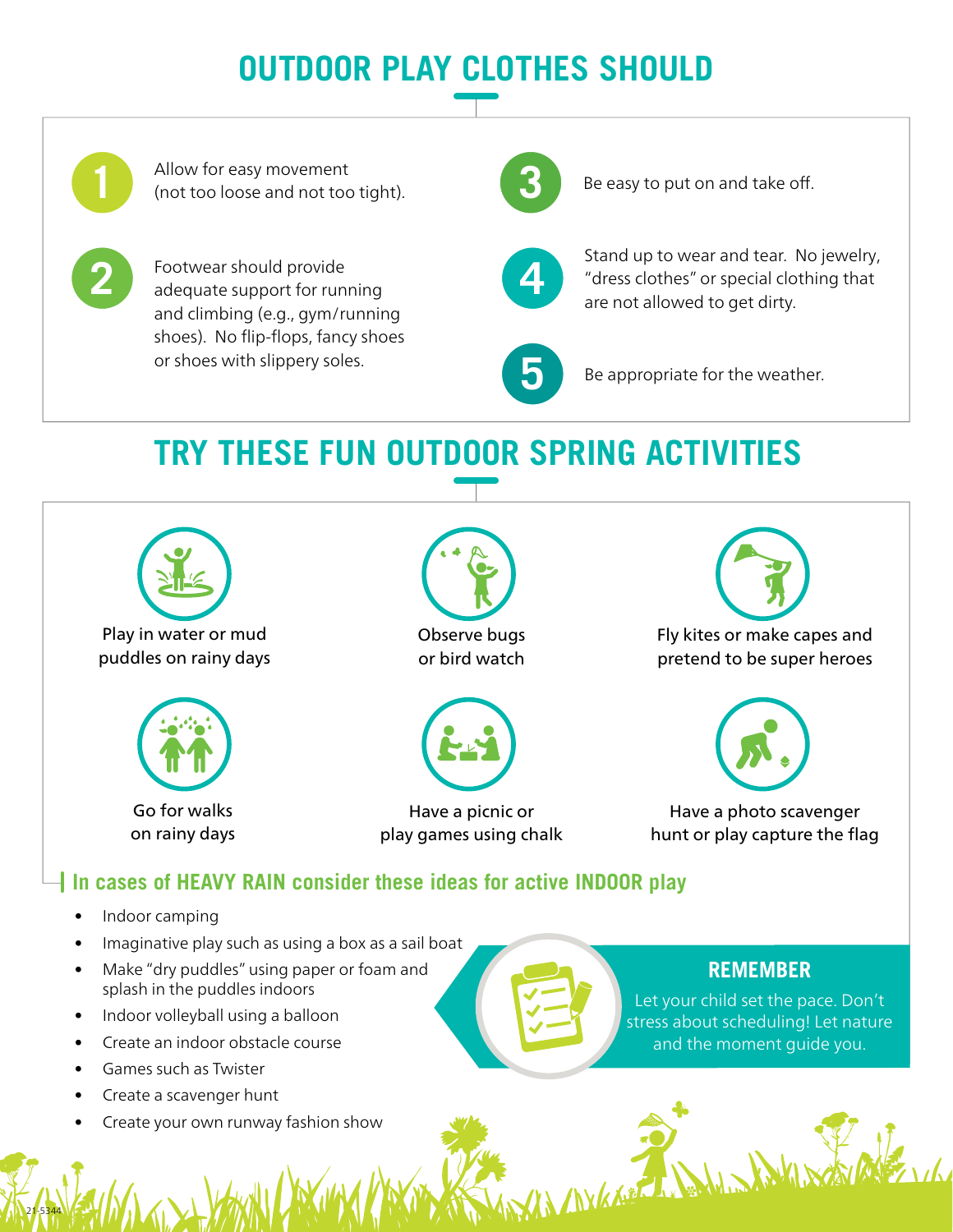# OUTDOOR PLAY CLOTHES SHOULD

1. Allow for easy movement (not too loose and not too tight).
2. Footwear should provide adequate support for running and climbing (e.g., gym/running shoes). No flip-flops, fancy shoes or shoes with slippery soles.
3. Be easy to put on and take off.
4. Stand up to wear and tear. No jewelry, "dress clothes" or special clothing that are not allowed to get dirty.
5. Be appropriate for the weather.

# TRY THESE FUN OUTDOOR SPRING ACTIVITIES

- Play in water or mud puddles on rainy days
- Observe bugs or bird watch
- Fly kites or make capes and pretend to be super heroes
- Go for walks on rainy days
- Have a picnic or play games using chalk
- Have a photo scavenger hunt or play capture the flag

## In cases of HEAVY RAIN consider these ideas for active INDOOR play

- Indoor camping
- Imaginative play such as using a box as a sail boat
- Make "dry puddles" using paper or foam and splash in the puddles indoors
- Indoor volleyball using a balloon
- Create an indoor obstacle course
- Games such as Twister
- Create a scavenger hunt
- Create your own runway fashion show

**REMEMBER**

Let your child set the pace. Don't stress about scheduling! Let nature and the moment guide you.

21-5344